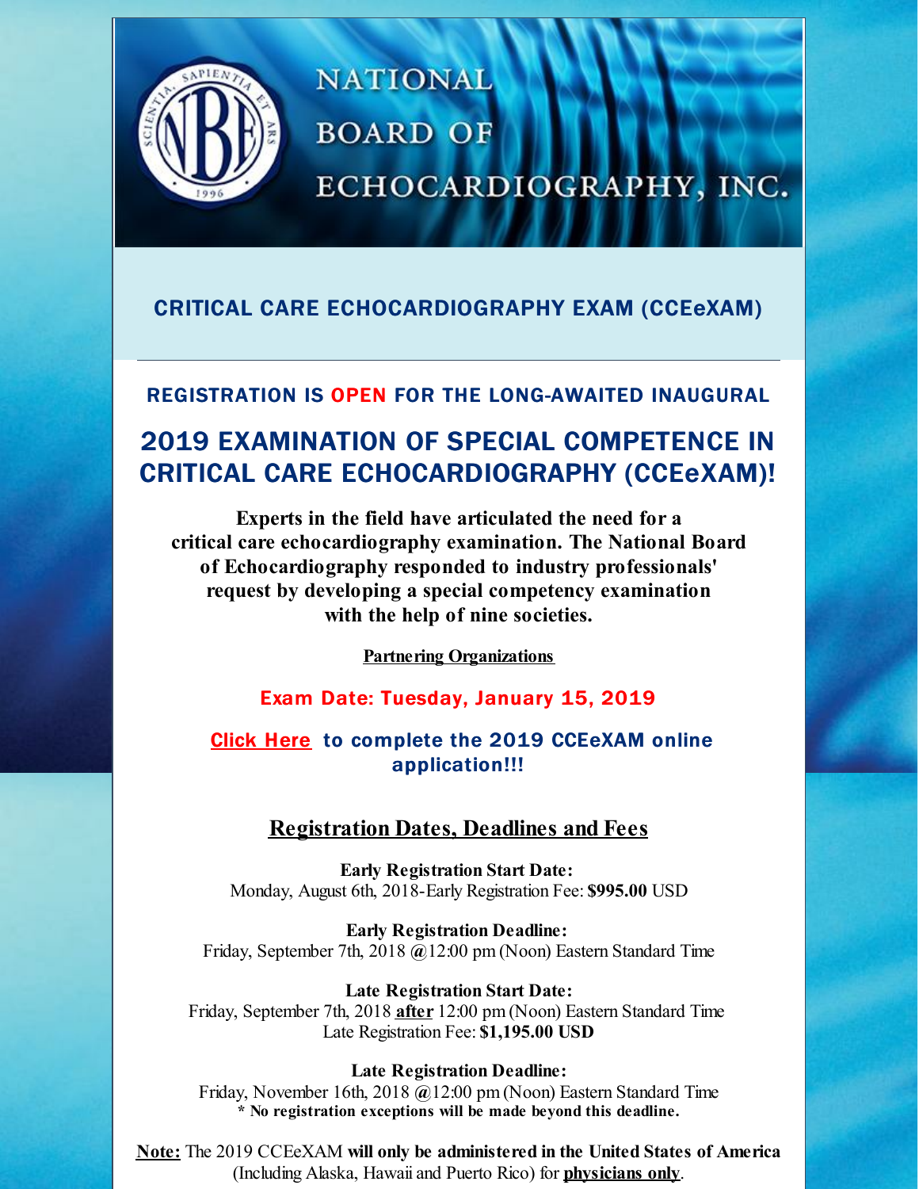# NATIONAL BOARD OF ECHOCARDIOGRAPHY, INC.

## CRITICAL CARE ECHOCARDIOGRAPHY EXAM (CCEeXAM)

---

### REGISTRATION IS OPEN FOR THE LONG-AWAITED INAUGURAL

## 2019 EXAMINATION OF SPECIAL COMPETENCE IN CRITICAL CARE ECHOCARDIOGRAPHY (CCEeXAM)!

**Experts in the field have articulated the need for a critical care echocardiography examination. The National Board of Echocardiography responded to industry professionals' request by developing a special competency examination with the help of nine societies.**

**Partnering Organizations**

### Exam Date: Tuesday, January 15, 2019

### Click Here to complete the 2019 CCEeXAM online application!!!

### Registration Dates, Deadlines and Fees

**Early Registration Start Date:**
Monday, August 6th, 2018-Early Registration Fee: **$995.00** USD

**Early Registration Deadline:**
Friday, September 7th, 2018 @12:00 pm (Noon) Eastern Standard Time

**Late Registration Start Date:**
Friday, September 7th, 2018 **after** 12:00 pm (Noon) Eastern Standard Time
Late Registration Fee: **$1,195.00 USD**

**Late Registration Deadline:**
Friday, November 16th, 2018 @12:00 pm (Noon) Eastern Standard Time
**\* No registration exceptions will be made beyond this deadline.**

**Note:** The 2019 CCEeXAM **will only be administered in the United States of America** (Including Alaska, Hawaii and Puerto Rico) for **physicians only**.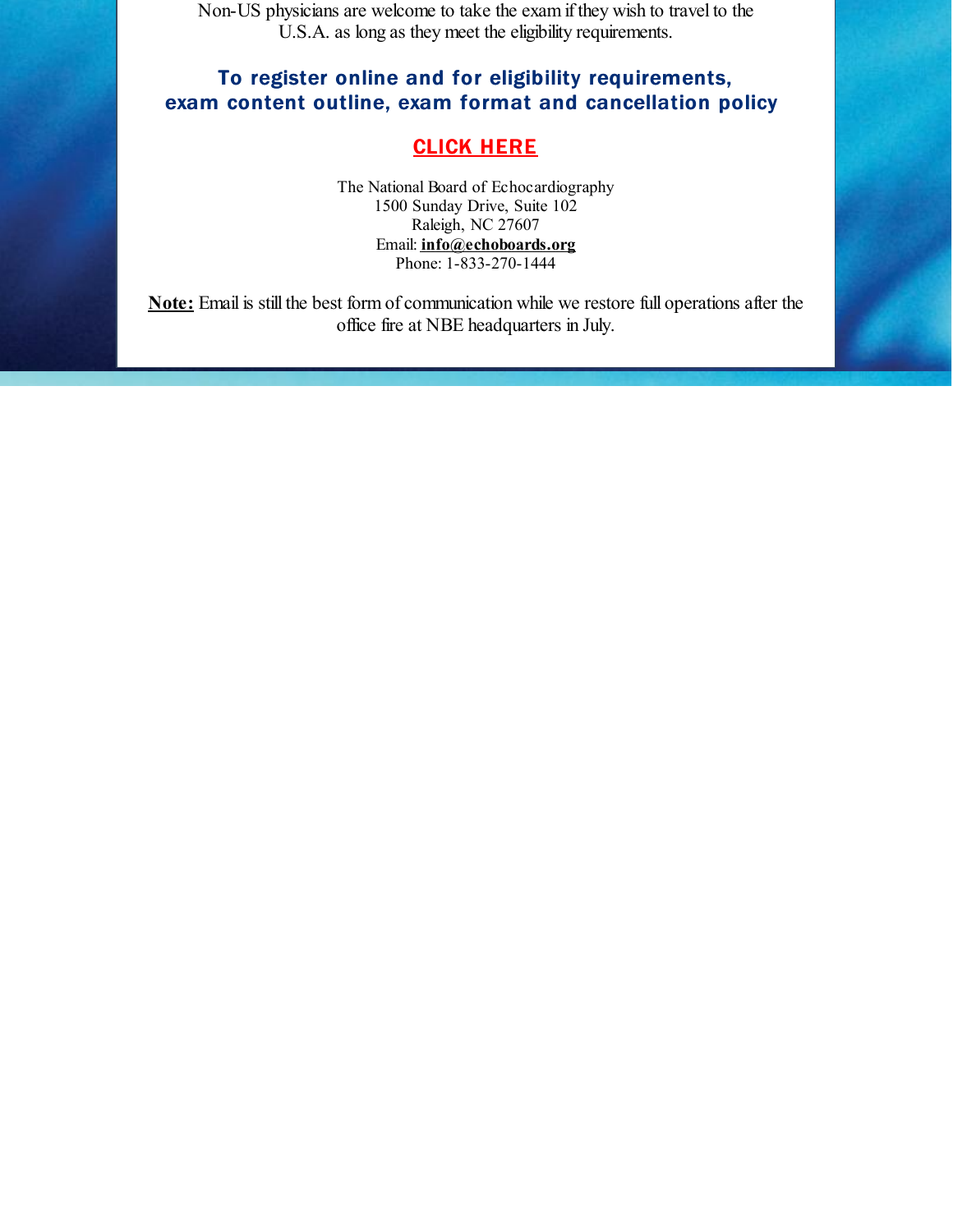Non-US physicians are welcome to take the exam if they wish to travel to the U.S.A. as long as they meet the eligibility requirements.

**To register online and for eligibility requirements, exam content outline, exam format and cancellation policy**

**CLICK HERE**

The National Board of Echocardiography
1500 Sunday Drive, Suite 102
Raleigh, NC 27607
Email: **info@echoboards.org**
Phone: 1-833-270-1444

**Note:** Email is still the best form of communication while we restore full operations after the office fire at NBE headquarters in July.